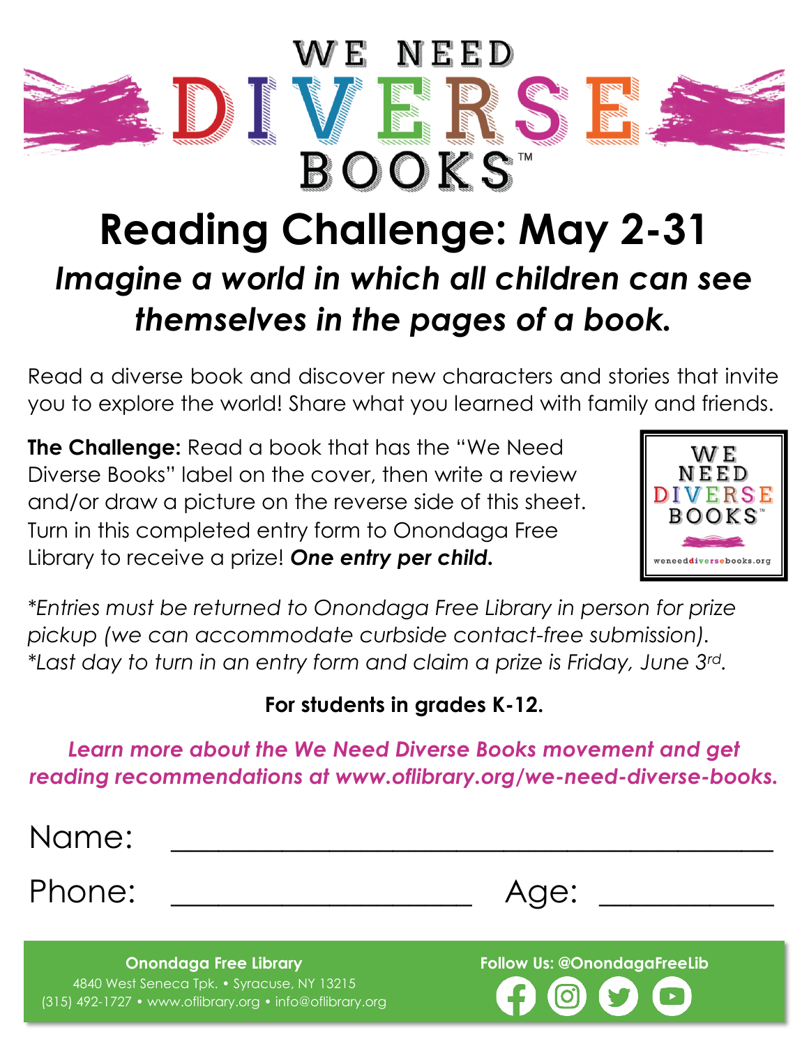# WE NEED DIVERSE BOOKS™

# Reading Challenge: May 2-31

## *Imagine a world in which all children can see themselves in the pages of a book.*

Read a diverse book and discover new characters and stories that invite you to explore the world! Share what you learned with family and friends.

**The Challenge:** Read a book that has the "We Need Diverse Books" label on the cover, then write a review and/or draw a picture on the reverse side of this sheet. Turn in this completed entry form to Onondaga Free Library to receive a prize! ***One entry per child.***

WE NEED DIVERSE BOOKS™
weneeddiversebooks.org

*\*Entries must be returned to Onondaga Free Library in person for prize pickup (we can accommodate curbside contact-free submission).*
*\*Last day to turn in an entry form and claim a prize is Friday, June 3rd.*

**For students in grades K-12.**

***Learn more about the We Need Diverse Books movement and get reading recommendations at www.oflibrary.org/we-need-diverse-books.***

Name: ______________________________________

Phone: ____________________ Age: __________

**Onondaga Free Library**
4840 West Seneca Tpk. • Syracuse, NY 13215
(315) 492-1727 • www.oflibrary.org • info@oflibrary.org

**Follow Us: @OnondagaFreeLib**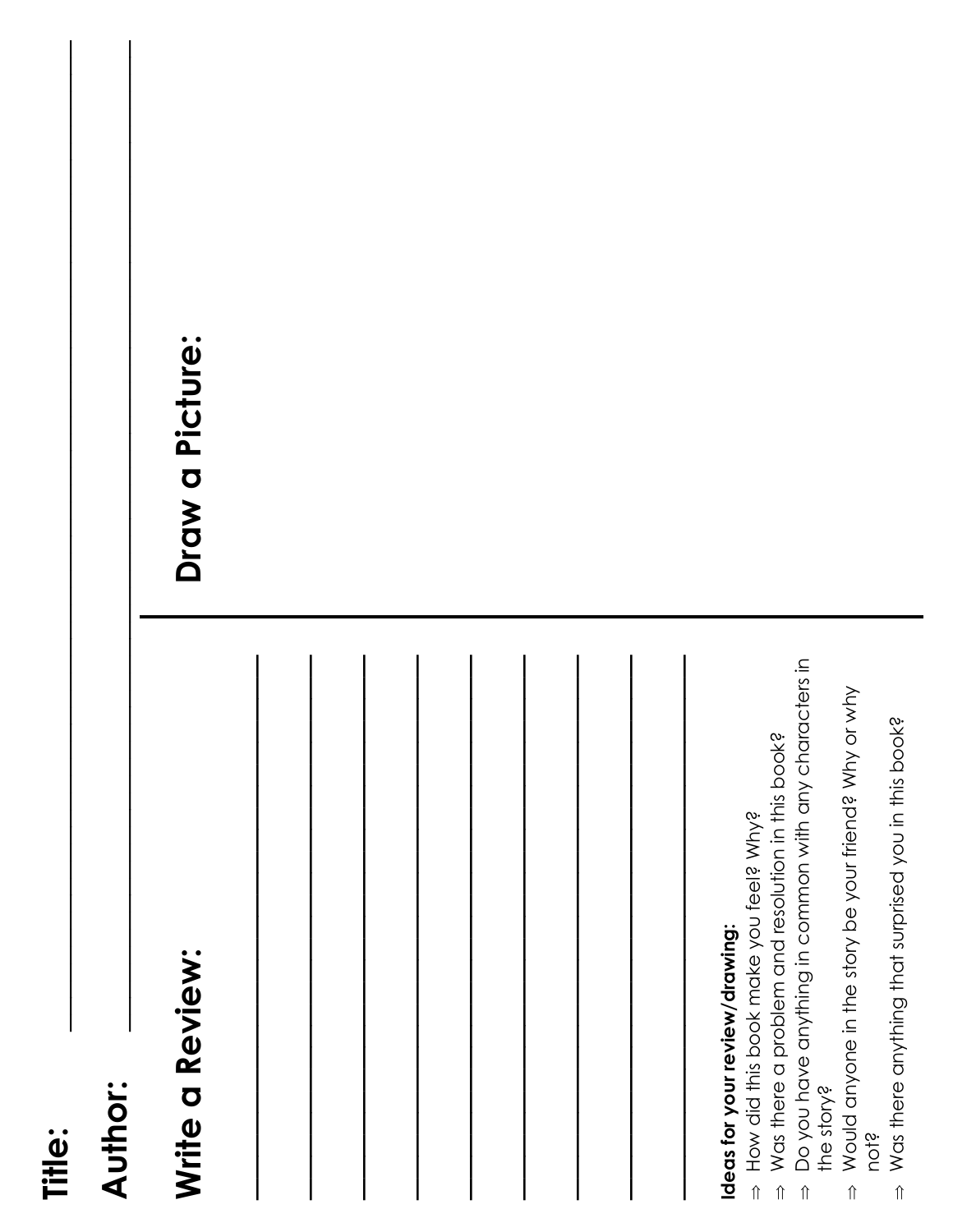**Title:** ______________________________

**Author:** ______________________________

## Write a Review:

______________________________

______________________________

______________________________

______________________________

______________________________

______________________________

______________________________

______________________________

______________________________

**Ideas for your review/drawing:**

⇒ How did this book make you feel? Why?

⇒ Was there a problem and resolution in this book?

⇒ Do you have anything in common with any characters in the story?

⇒ Would anyone in the story be your friend? Why or why not?

⇒ Was there anything that surprised you in this book?

## Draw a Picture: